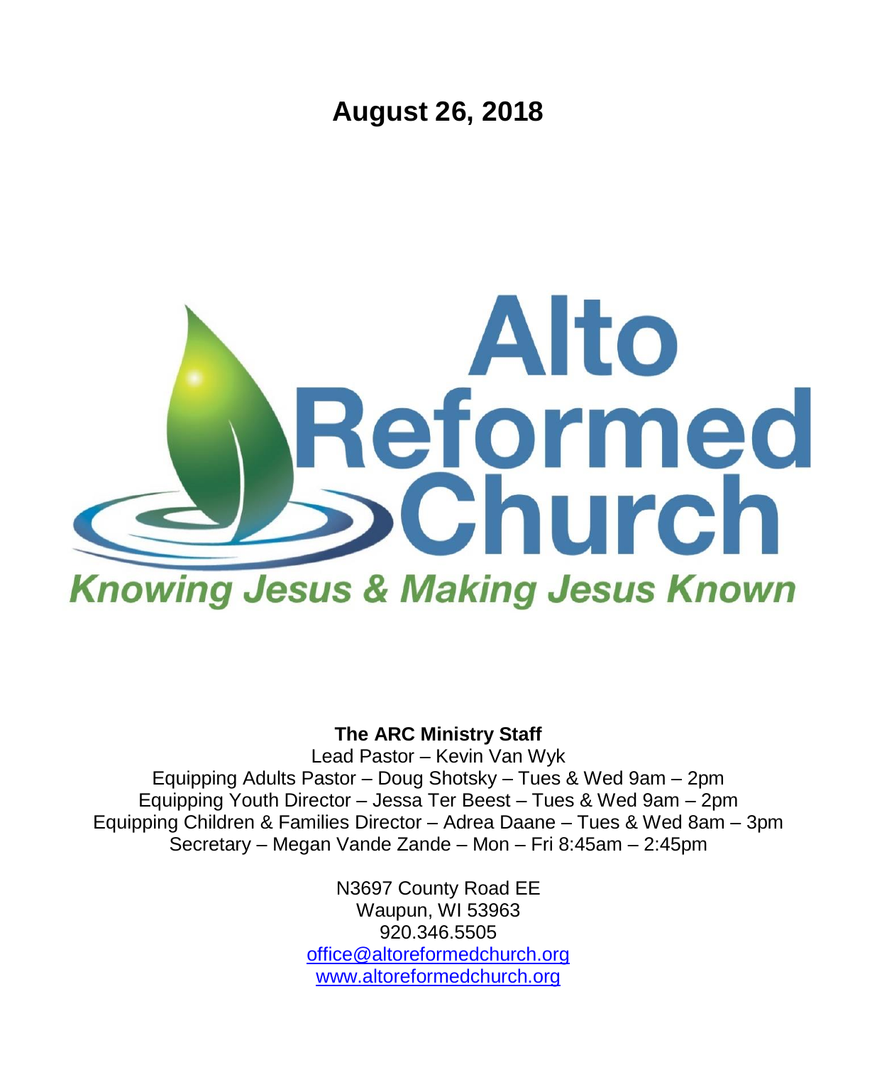# August 26, 2018

Alto Reformed Church

*Knowing Jesus & Making Jesus Known*

**The ARC Ministry Staff**

Lead Pastor – Kevin Van Wyk
Equipping Adults Pastor – Doug Shotsky – Tues & Wed 9am – 2pm
Equipping Youth Director – Jessa Ter Beest – Tues & Wed 9am – 2pm
Equipping Children & Families Director – Adrea Daane – Tues & Wed 8am – 3pm
Secretary – Megan Vande Zande – Mon – Fri 8:45am – 2:45pm

N3697 County Road EE
Waupun, WI 53963
920.346.5505
office@altoreformedchurch.org
www.altoreformedchurch.org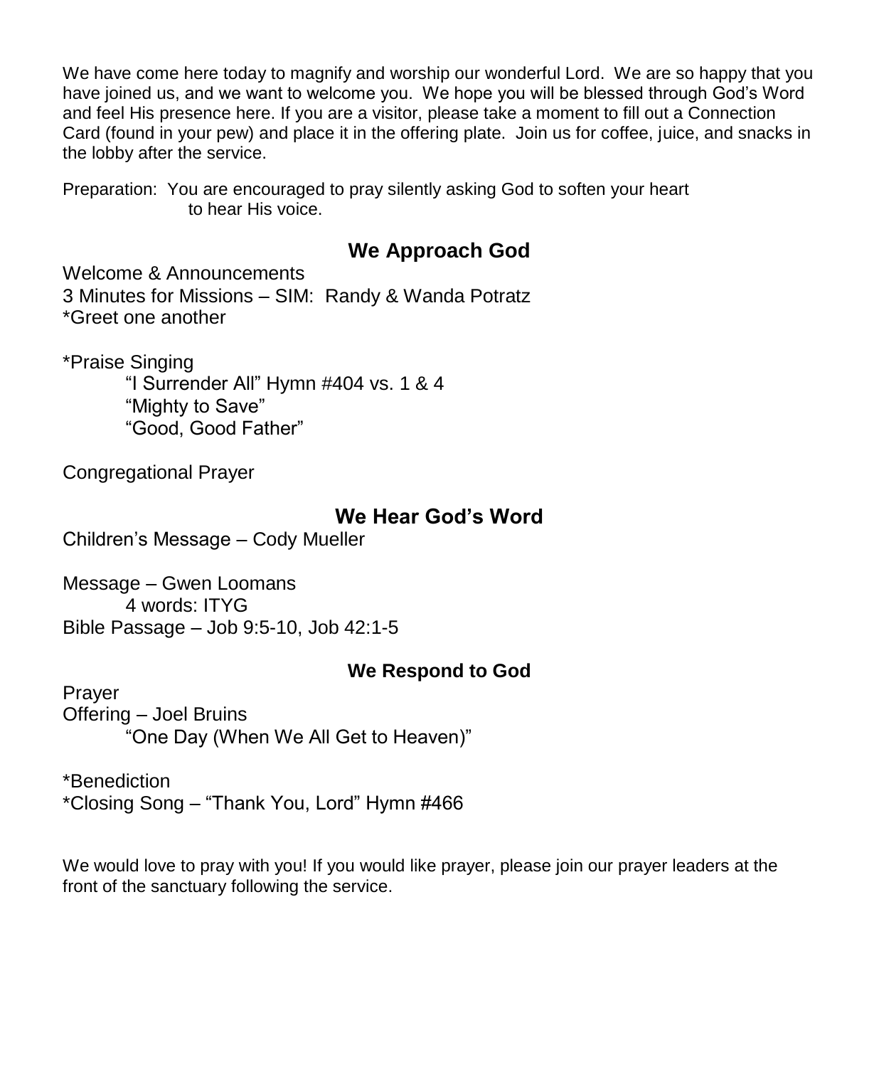We have come here today to magnify and worship our wonderful Lord. We are so happy that you have joined us, and we want to welcome you. We hope you will be blessed through God's Word and feel His presence here. If you are a visitor, please take a moment to fill out a Connection Card (found in your pew) and place it in the offering plate. Join us for coffee, juice, and snacks in the lobby after the service.

Preparation: You are encouraged to pray silently asking God to soften your heart to hear His voice.

## We Approach God

Welcome & Announcements
3 Minutes for Missions – SIM: Randy & Wanda Potratz
*Greet one another

*Praise Singing
- "I Surrender All" Hymn #404 vs. 1 & 4
- "Mighty to Save"
- "Good, Good Father"

Congregational Prayer

## We Hear God's Word

Children's Message – Cody Mueller

Message – Gwen Loomans
- 4 words: ITYG

Bible Passage – Job 9:5-10, Job 42:1-5

## We Respond to God

Prayer
Offering – Joel Bruins
- "One Day (When We All Get to Heaven)"

*Benediction
*Closing Song – "Thank You, Lord" Hymn #466

We would love to pray with you! If you would like prayer, please join our prayer leaders at the front of the sanctuary following the service.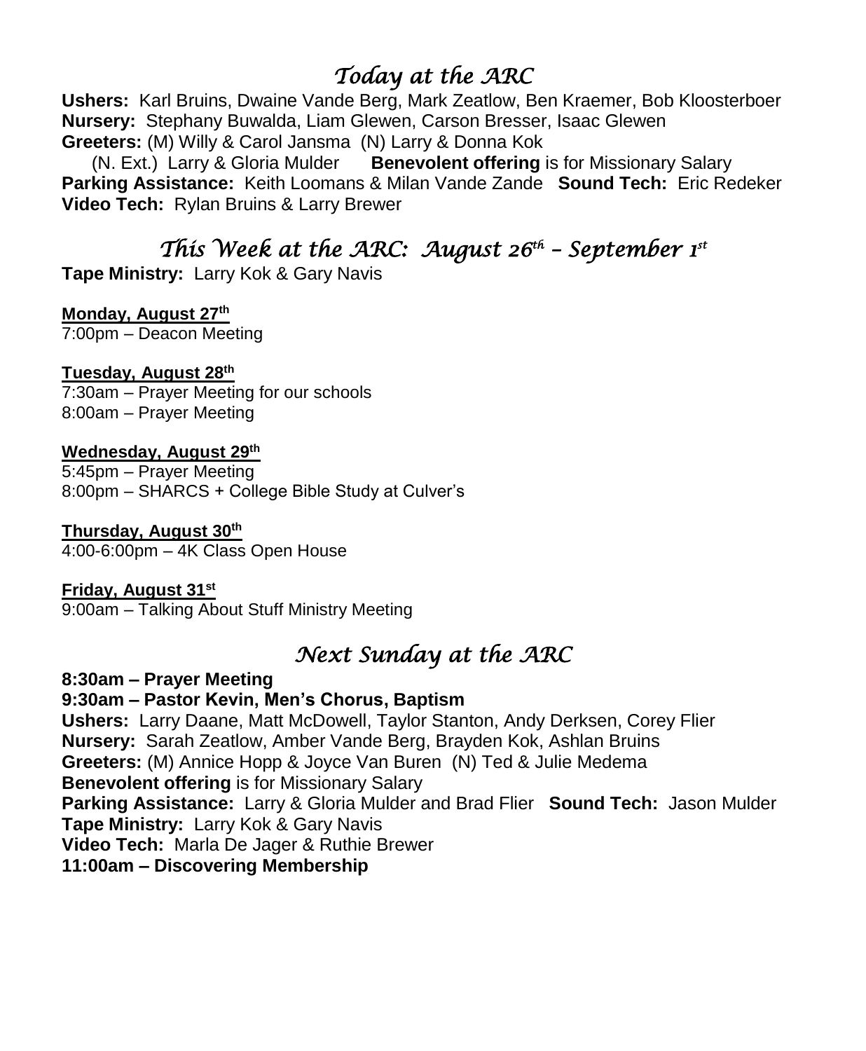## *Today at the ARC*

**Ushers:** Karl Bruins, Dwaine Vande Berg, Mark Zeatlow, Ben Kraemer, Bob Kloosterboer
**Nursery:** Stephany Buwalda, Liam Glewen, Carson Bresser, Isaac Glewen
**Greeters:** (M) Willy & Carol Jansma (N) Larry & Donna Kok
(N. Ext.) Larry & Gloria Mulder **Benevolent offering** is for Missionary Salary
**Parking Assistance:** Keith Loomans & Milan Vande Zande **Sound Tech:** Eric Redeker
**Video Tech:** Rylan Bruins & Larry Brewer

## *This Week at the ARC: August 26th – September 1st*

**Tape Ministry:** Larry Kok & Gary Navis

**Monday, August 27th**
7:00pm – Deacon Meeting

**Tuesday, August 28th**
7:30am – Prayer Meeting for our schools
8:00am – Prayer Meeting

**Wednesday, August 29th**
5:45pm – Prayer Meeting
8:00pm – SHARCS + College Bible Study at Culver's

**Thursday, August 30th**
4:00-6:00pm – 4K Class Open House

**Friday, August 31st**
9:00am – Talking About Stuff Ministry Meeting

## *Next Sunday at the ARC*

**8:30am – Prayer Meeting**
**9:30am – Pastor Kevin, Men's Chorus, Baptism**
**Ushers:** Larry Daane, Matt McDowell, Taylor Stanton, Andy Derksen, Corey Flier
**Nursery:** Sarah Zeatlow, Amber Vande Berg, Brayden Kok, Ashlan Bruins
**Greeters:** (M) Annice Hopp & Joyce Van Buren (N) Ted & Julie Medema
**Benevolent offering** is for Missionary Salary
**Parking Assistance:** Larry & Gloria Mulder and Brad Flier **Sound Tech:** Jason Mulder
**Tape Ministry:** Larry Kok & Gary Navis
**Video Tech:** Marla De Jager & Ruthie Brewer
**11:00am – Discovering Membership**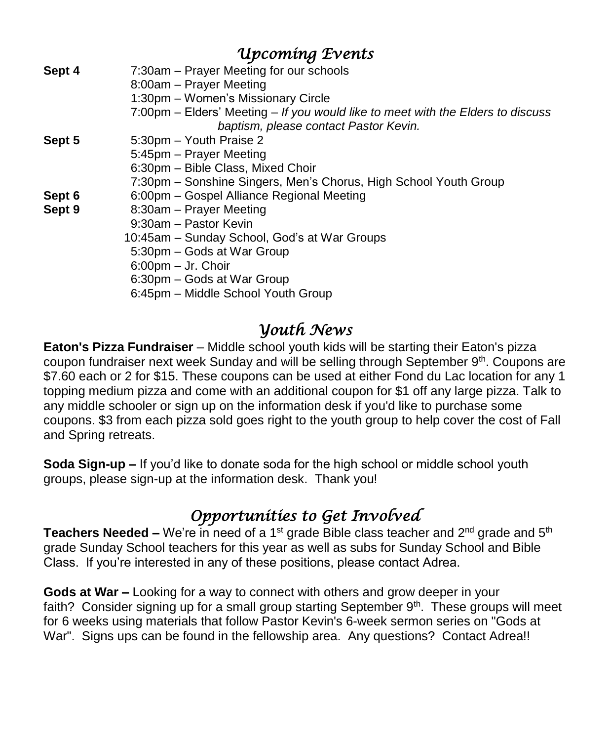## *Upcoming Events*

**Sept 4**
- 7:30am – Prayer Meeting for our schools
- 8:00am – Prayer Meeting
- 1:30pm – Women's Missionary Circle
- 7:00pm – Elders' Meeting – *If you would like to meet with the Elders to discuss baptism, please contact Pastor Kevin.*

**Sept 5**
- 5:30pm – Youth Praise 2
- 5:45pm – Prayer Meeting
- 6:30pm – Bible Class, Mixed Choir
- 7:30pm – Sonshine Singers, Men's Chorus, High School Youth Group

**Sept 6**
- 6:00pm – Gospel Alliance Regional Meeting

**Sept 9**
- 8:30am – Prayer Meeting
- 9:30am – Pastor Kevin
- 10:45am – Sunday School, God's at War Groups
- 5:30pm – Gods at War Group
- 6:00pm – Jr. Choir
- 6:30pm – Gods at War Group
- 6:45pm – Middle School Youth Group

## *Youth News*

**Eaton's Pizza Fundraiser** – Middle school youth kids will be starting their Eaton's pizza coupon fundraiser next week Sunday and will be selling through September 9th. Coupons are $7.60 each or 2 for $15. These coupons can be used at either Fond du Lac location for any 1 topping medium pizza and come with an additional coupon for $1 off any large pizza. Talk to any middle schooler or sign up on the information desk if you'd like to purchase some coupons. $3 from each pizza sold goes right to the youth group to help cover the cost of Fall and Spring retreats.

**Soda Sign-up –** If you'd like to donate soda for the high school or middle school youth groups, please sign-up at the information desk. Thank you!

## *Opportunities to Get Involved*

**Teachers Needed –** We're in need of a 1st grade Bible class teacher and 2nd grade and 5th grade Sunday School teachers for this year as well as subs for Sunday School and Bible Class. If you're interested in any of these positions, please contact Adrea.

**Gods at War –** Looking for a way to connect with others and grow deeper in your faith? Consider signing up for a small group starting September 9th. These groups will meet for 6 weeks using materials that follow Pastor Kevin's 6-week sermon series on "Gods at War". Signs ups can be found in the fellowship area. Any questions? Contact Adrea!!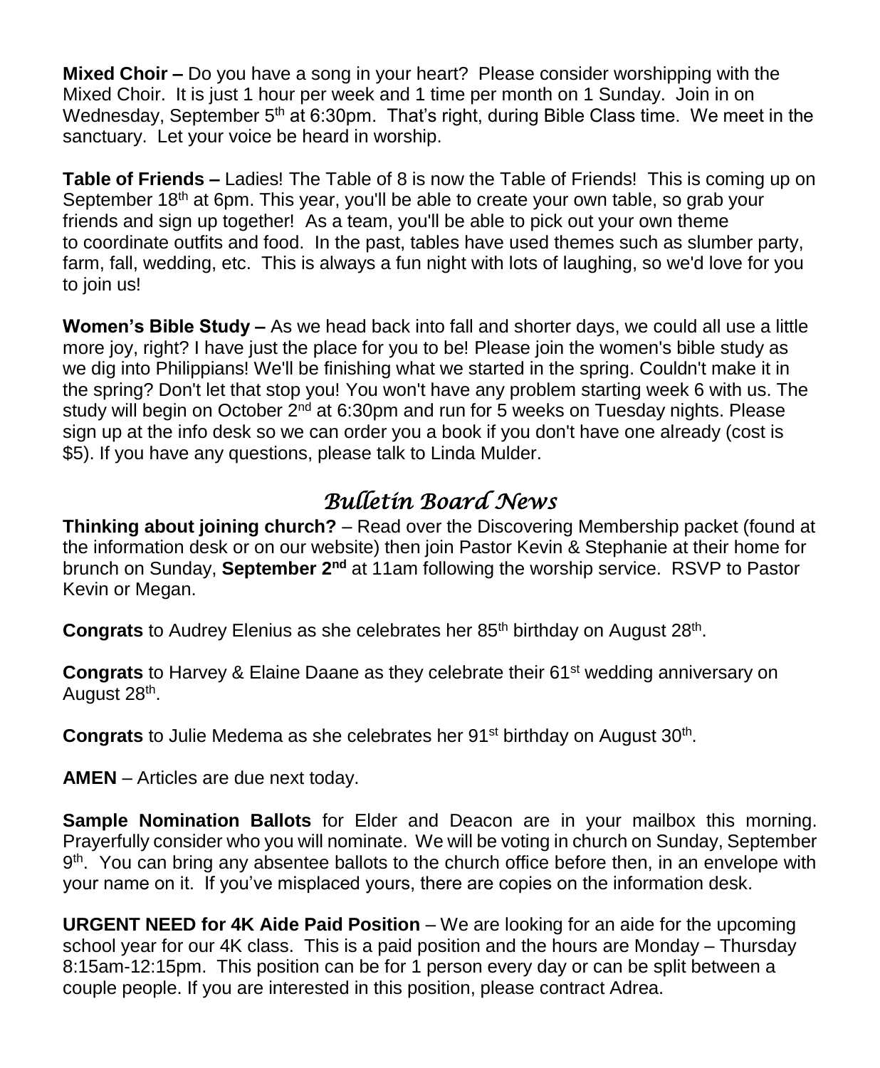**Mixed Choir –** Do you have a song in your heart? Please consider worshipping with the Mixed Choir. It is just 1 hour per week and 1 time per month on 1 Sunday. Join in on Wednesday, September 5th at 6:30pm. That's right, during Bible Class time. We meet in the sanctuary. Let your voice be heard in worship.

**Table of Friends –** Ladies! The Table of 8 is now the Table of Friends! This is coming up on September 18th at 6pm. This year, you'll be able to create your own table, so grab your friends and sign up together! As a team, you'll be able to pick out your own theme to coordinate outfits and food. In the past, tables have used themes such as slumber party, farm, fall, wedding, etc. This is always a fun night with lots of laughing, so we'd love for you to join us!

**Women's Bible Study –** As we head back into fall and shorter days, we could all use a little more joy, right? I have just the place for you to be! Please join the women's bible study as we dig into Philippians! We'll be finishing what we started in the spring. Couldn't make it in the spring? Don't let that stop you! You won't have any problem starting week 6 with us. The study will begin on October 2nd at 6:30pm and run for 5 weeks on Tuesday nights. Please sign up at the info desk so we can order you a book if you don't have one already (cost is $5). If you have any questions, please talk to Linda Mulder.

## *Bulletin Board News*

**Thinking about joining church?** – Read over the Discovering Membership packet (found at the information desk or on our website) then join Pastor Kevin & Stephanie at their home for brunch on Sunday, **September 2nd** at 11am following the worship service. RSVP to Pastor Kevin or Megan.

**Congrats** to Audrey Elenius as she celebrates her 85th birthday on August 28th.

**Congrats** to Harvey & Elaine Daane as they celebrate their 61st wedding anniversary on August 28th.

**Congrats** to Julie Medema as she celebrates her 91st birthday on August 30th.

**AMEN** – Articles are due next today.

**Sample Nomination Ballots** for Elder and Deacon are in your mailbox this morning. Prayerfully consider who you will nominate. We will be voting in church on Sunday, September 9th. You can bring any absentee ballots to the church office before then, in an envelope with your name on it. If you've misplaced yours, there are copies on the information desk.

**URGENT NEED for 4K Aide Paid Position** – We are looking for an aide for the upcoming school year for our 4K class. This is a paid position and the hours are Monday – Thursday 8:15am-12:15pm. This position can be for 1 person every day or can be split between a couple people. If you are interested in this position, please contract Adrea.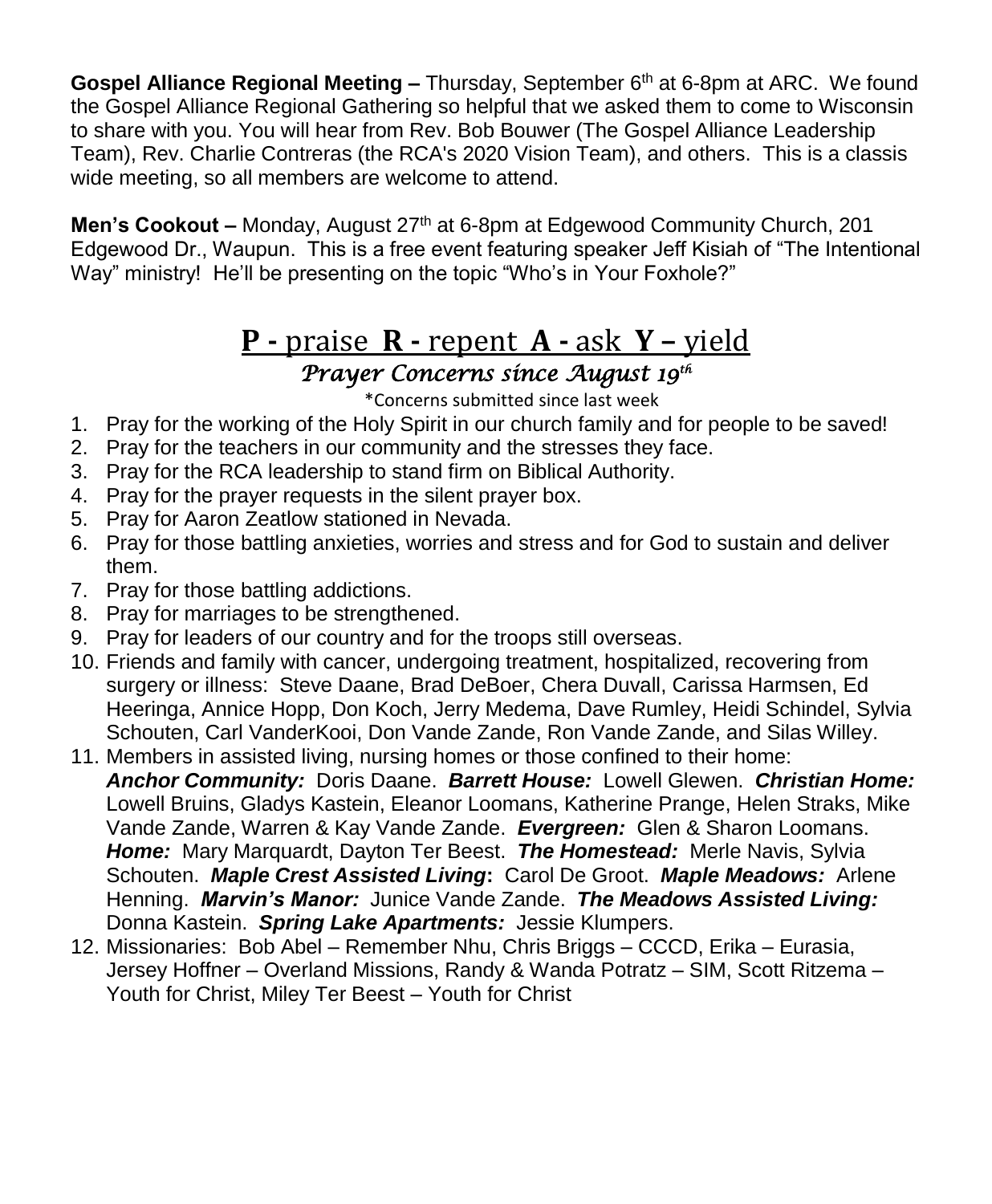**Gospel Alliance Regional Meeting –** Thursday, September 6th at 6-8pm at ARC. We found the Gospel Alliance Regional Gathering so helpful that we asked them to come to Wisconsin to share with you. You will hear from Rev. Bob Bouwer (The Gospel Alliance Leadership Team), Rev. Charlie Contreras (the RCA's 2020 Vision Team), and others. This is a classis wide meeting, so all members are welcome to attend.

**Men's Cookout –** Monday, August 27th at 6-8pm at Edgewood Community Church, 201 Edgewood Dr., Waupun. This is a free event featuring speaker Jeff Kisiah of "The Intentional Way" ministry! He'll be presenting on the topic "Who's in Your Foxhole?"

## **P -** praise **R -** repent **A -** ask **Y –** yield

### *Prayer Concerns since August 19th*

*Concerns submitted since last week

1. Pray for the working of the Holy Spirit in our church family and for people to be saved!
2. Pray for the teachers in our community and the stresses they face.
3. Pray for the RCA leadership to stand firm on Biblical Authority.
4. Pray for the prayer requests in the silent prayer box.
5. Pray for Aaron Zeatlow stationed in Nevada.
6. Pray for those battling anxieties, worries and stress and for God to sustain and deliver them.
7. Pray for those battling addictions.
8. Pray for marriages to be strengthened.
9. Pray for leaders of our country and for the troops still overseas.
10. Friends and family with cancer, undergoing treatment, hospitalized, recovering from surgery or illness: Steve Daane, Brad DeBoer, Chera Duvall, Carissa Harmsen, Ed Heeringa, Annice Hopp, Don Koch, Jerry Medema, Dave Rumley, Heidi Schindel, Sylvia Schouten, Carl VanderKooi, Don Vande Zande, Ron Vande Zande, and Silas Willey.
11. Members in assisted living, nursing homes or those confined to their home: ***Anchor Community:*** Doris Daane. ***Barrett House:*** Lowell Glewen. ***Christian Home:*** Lowell Bruins, Gladys Kastein, Eleanor Loomans, Katherine Prange, Helen Straks, Mike Vande Zande, Warren & Kay Vande Zande. ***Evergreen:*** Glen & Sharon Loomans. ***Home:*** Mary Marquardt, Dayton Ter Beest. ***The Homestead:*** Merle Navis, Sylvia Schouten. ***Maple Crest Assisted Living*****:** Carol De Groot. ***Maple Meadows:*** Arlene Henning. ***Marvin's Manor:*** Junice Vande Zande. ***The Meadows Assisted Living:*** Donna Kastein. ***Spring Lake Apartments:*** Jessie Klumpers.
12. Missionaries: Bob Abel – Remember Nhu, Chris Briggs – CCCD, Erika – Eurasia, Jersey Hoffner – Overland Missions, Randy & Wanda Potratz – SIM, Scott Ritzema – Youth for Christ, Miley Ter Beest – Youth for Christ